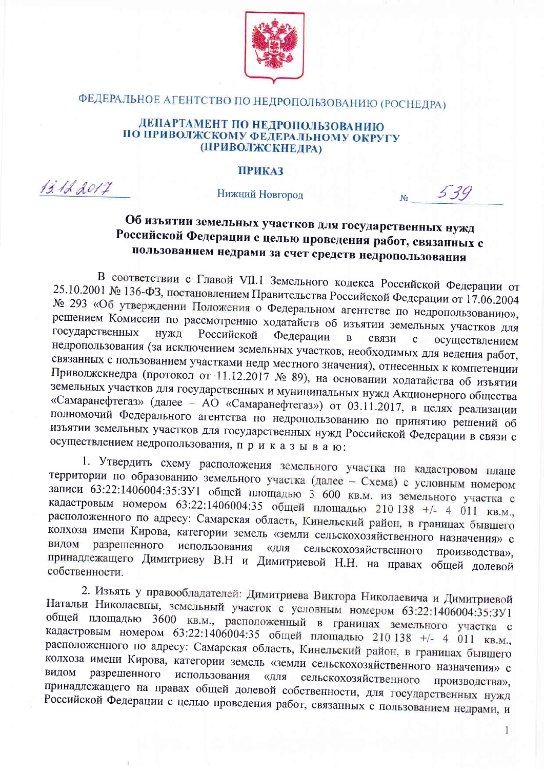ФЕДЕРАЛЬНОЕ АГЕНТСТВО ПО НЕДРОПОЛЬЗОВАНИЮ (РОСНЕДРА)

**ДЕПАРТАМЕНТ ПО НЕДРОПОЛЬЗОВАНИЮ ПО ПРИВОЛЖСКОМУ ФЕДЕРАЛЬНОМУ ОКРУГУ (ПРИВОЛЖСКНЕДРА)**

**ПРИКАЗ**

13.12.2017 Нижний Новгород № 539

**Об изъятии земельных участков для государственных нужд Российской Федерации с целью проведения работ, связанных с пользованием недрами за счет средств недропользования**

В соответствии с Главой VII.1 Земельного кодекса Российской Федерации от 25.10.2001 № 136-ФЗ, постановлением Правительства Российской Федерации от 17.06.2004 № 293 «Об утверждении Положения о Федеральном агентстве по недропользованию», решением Комиссии по рассмотрению ходатайств об изъятии земельных участков для государственных нужд Российской Федерации в связи с осуществлением недропользования (за исключением земельных участков, необходимых для ведения работ, связанных с пользованием участками недр местного значения), отнесенных к компетенции Приволжскнедра (протокол от 11.12.2017 № 89), на основании ходатайства об изъятии земельных участков для государственных и муниципальных нужд Акционерного общества «Самаранефтегаз» (далее – АО «Самаранефтегаз») от 03.11.2017, в целях реализации полномочий Федерального агентства по недропользованию по принятию решений об изъятии земельных участков для государственных нужд Российской Федерации в связи с осуществлением недропользования, п р и к а з ы в а ю:

1. Утвердить схему расположения земельного участка на кадастровом плане территории по образованию земельного участка (далее – Схема) с условным номером записи 63:22:1406004:35:ЗУ1 общей площадью 3 600 кв.м. из земельного участка с кадастровым номером 63:22:1406004:35 общей площадью 210 138 +/- 4 011 кв.м., расположенного по адресу: Самарская область, Кинельский район, в границах бывшего колхоза имени Кирова, категории земель «земли сельскохозяйственного назначения» с видом разрешенного использования «для сельскохозяйственного производства», принадлежащего Димитриеву В.Н и Димитриевой Н.Н. на правах общей долевой собственности.

2. Изъять у правообладателей: Димитриева Виктора Николаевича и Димитриевой Натальи Николаевны, земельный участок с условным номером 63:22:1406004:35:ЗУ1 общей площадью 3600 кв.м., расположенный в границах земельного участка с кадастровым номером 63:22:1406004:35 общей площадью 210 138 +/- 4 011 кв.м., расположенного по адресу: Самарская область, Кинельский район, в границах бывшего колхоза имени Кирова, категории земель «земли сельскохозяйственного назначения» с видом разрешенного использования «для сельскохозяйственного производства», принадлежащего на правах общей долевой собственности, для государственных нужд Российской Федерации с целью проведения работ, связанных с пользованием недрами, и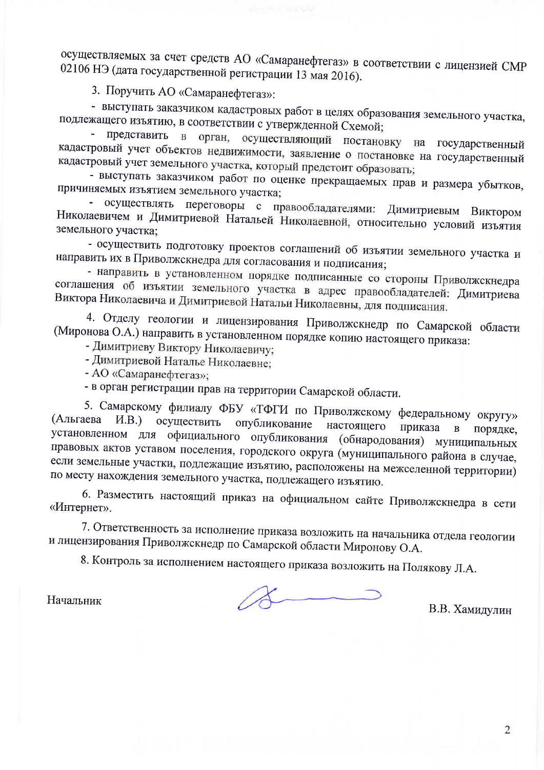осуществляемых за счет средств АО «Самаранефтегаз» в соответствии с лицензией СМР 02106 НЭ (дата государственной регистрации 13 мая 2016).

3. Поручить АО «Самаранефтегаз»:

- выступать заказчиком кадастровых работ в целях образования земельного участка, подлежащего изъятию, в соответствии с утвержденной Схемой;

- представить в орган, осуществляющий постановку на государственный кадастровый учет объектов недвижимости, заявление о постановке на государственный кадастровый учет земельного участка, который предстоит образовать;

- выступать заказчиком работ по оценке прекращаемых прав и размера убытков, причиняемых изъятием земельного участка;

- осуществлять переговоры с правообладателями: Димитриевым Виктором Николаевичем и Димитриевой Натальей Николаевной, относительно условий изъятия земельного участка;

- осуществить подготовку проектов соглашений об изъятии земельного участка и направить их в Приволжскнедра для согласования и подписания;

- направить в установленном порядке подписанные со стороны Приволжскнедра соглашения об изъятии земельного участка в адрес правообладателей: Димитриева Виктора Николаевича и Димитриевой Натальи Николаевны, для подписания.

4. Отделу геологии и лицензирования Приволжскнедр по Самарской области (Миронова О.А.) направить в установленном порядке копию настоящего приказа:

- Димитриеву Виктору Николаевичу;
- Димитриевой Наталье Николаевне;
- АО «Самаранефтегаз»;
- в орган регистрации прав на территории Самарской области.

5. Самарскому филиалу ФБУ «ТФГИ по Приволжскому федеральному округу» (Альгаева И.В.) осуществить опубликование настоящего приказа в порядке, установленном для официального опубликования (обнародования) муниципальных правовых актов уставом поселения, городского округа (муниципального района в случае, если земельные участки, подлежащие изъятию, расположены на межселенной территории) по месту нахождения земельного участка, подлежащего изъятию.

6. Разместить настоящий приказ на официальном сайте Приволжскнедра в сети «Интернет».

7. Ответственность за исполнение приказа возложить на начальника отдела геологии и лицензирования Приволжскнедр по Самарской области Миронову О.А.

8. Контроль за исполнением настоящего приказа возложить на Полякову Л.А.

Начальник В.В. Хамидулин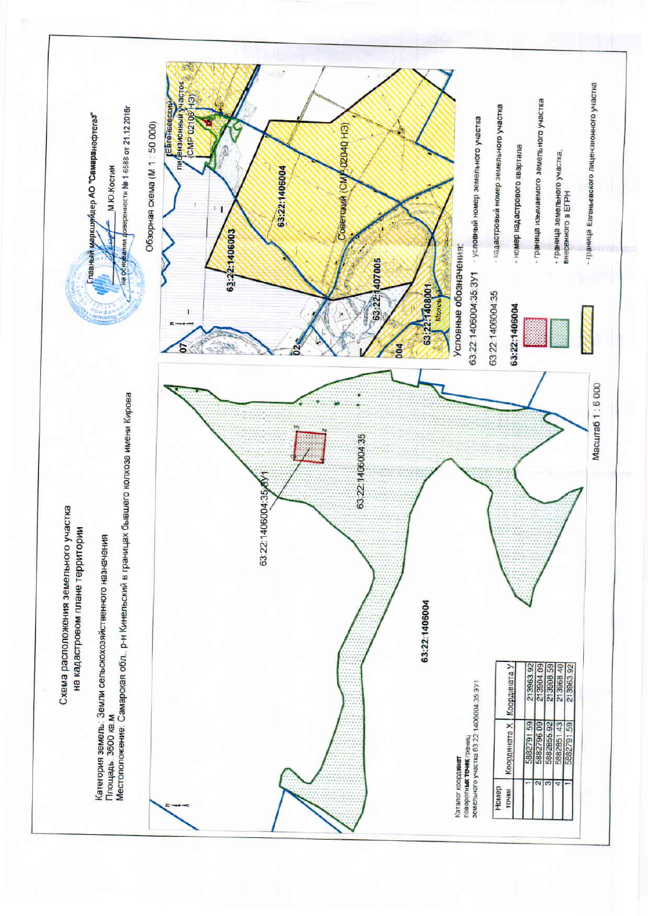# Схема расположения земельного участка на кадастровом плане территории

Категория земель: Земли сельскохозяйственного назначения
Площадь: 3600 кв.м
Местоположение: Самарская обл., р-н Кинельский в границах бывшего колхоза имени Кирова

Главный маркшейдер АО "Самаранефтегаз"
_____ М.Ю.Костин
на основании доверенности № 1-6588 от 21.12.2018г.

63:22:1406004:35:ЗУ1

63:22:1406004:35

63:22:1406004

Масштаб 1 : 6 000

Каталог координат поворотных точек границ земельного участка 63:22:1406004:35:ЗУ1

| Номер точки | Координата X | Координата У |
|---|---|---|
| 1 | 5882791.59 | 213963.92 |
| 2 | 5882796.09 | 213904.09 |
| 3 | 5882855.92 | 213908.59 |
| 4 | 5882851.43 | 213968.40 |
| 1 | 5882791.59 | 213963.92 |

Обзорная схема (М 1 : 50 000)

Евгеньевский лицензионный участок (СМР 02106 НЭ)

63:22:1406003

63:22:1406004

Советский (СМР 02040 НЭ)

63:22:1407005

63:22:1408001

Мочек

07

02

004

Условные обозначения:

63:22:1406004:35:ЗУ1 - условный номер земельного участка

63:22:1406004:35 - кадастровый номер земельного участка

63:22:1406004 - номер кадастрового квартала

- граница изымаемого земельного участка

- граница земельного участка, внесенного в ЕГРН

- граница Евгеньевского лицензионного участка